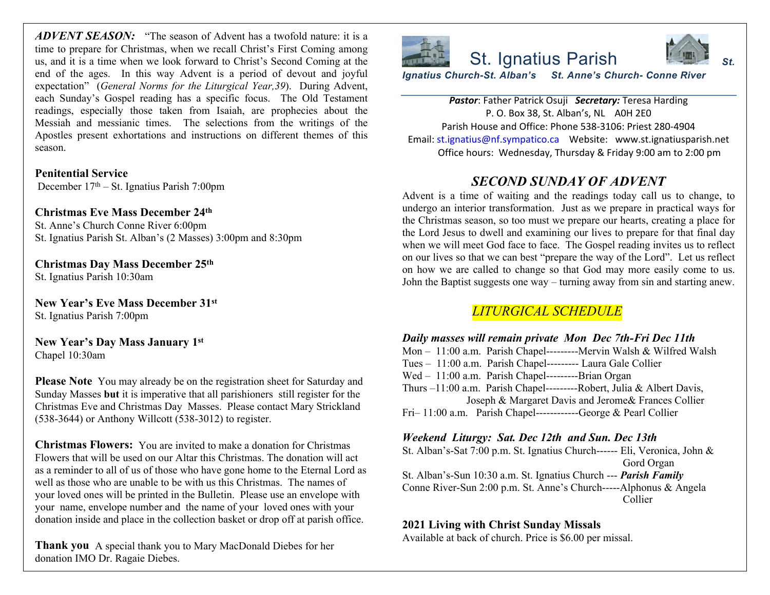***ADVENT SEASON:*** "The season of Advent has a twofold nature: it is a time to prepare for Christmas, when we recall Christ's First Coming among us, and it is a time when we look forward to Christ's Second Coming at the end of the ages. In this way Advent is a period of devout and joyful expectation" (*General Norms for the Liturgical Year,39*). During Advent, each Sunday's Gospel reading has a specific focus. The Old Testament readings, especially those taken from Isaiah, are prophecies about the Messiah and messianic times. The selections from the writings of the Apostles present exhortations and instructions on different themes of this season.

**Penitential Service**
December 17th – St. Ignatius Parish 7:00pm

**Christmas Eve Mass December 24th**
St. Anne's Church Conne River 6:00pm
St. Ignatius Parish St. Alban's (2 Masses) 3:00pm and 8:30pm

**Christmas Day Mass December 25th**
St. Ignatius Parish 10:30am

**New Year's Eve Mass December 31st**
St. Ignatius Parish 7:00pm

**New Year's Day Mass January 1st**
Chapel 10:30am

**Please Note** You may already be on the registration sheet for Saturday and Sunday Masses **but** it is imperative that all parishioners still register for the Christmas Eve and Christmas Day Masses. Please contact Mary Strickland (538-3644) or Anthony Willcott (538-3012) to register.

**Christmas Flowers:** You are invited to make a donation for Christmas Flowers that will be used on our Altar this Christmas. The donation will act as a reminder to all of us of those who have gone home to the Eternal Lord as well as those who are unable to be with us this Christmas. The names of your loved ones will be printed in the Bulletin. Please use an envelope with your name, envelope number and the name of your loved ones with your donation inside and place in the collection basket or drop off at parish office.

**Thank you** A special thank you to Mary MacDonald Diebes for her donation IMO Dr. Ragaie Diebes.

# St. Ignatius Parish

***St. Ignatius Church-St. Alban's St. Anne's Church- Conne River***

***Pastor***: Father Patrick Osuji ***Secretary:*** Teresa Harding
P. O. Box 38, St. Alban's, NL A0H 2E0
Parish House and Office: Phone 538-3106: Priest 280-4904
Email: st.ignatius@nf.sympatico.ca Website: www.st.ignatiusparish.net
Office hours: Wednesday, Thursday & Friday 9:00 am to 2:00 pm

## *SECOND SUNDAY OF ADVENT*

Advent is a time of waiting and the readings today call us to change, to undergo an interior transformation. Just as we prepare in practical ways for the Christmas season, so too must we prepare our hearts, creating a place for the Lord Jesus to dwell and examining our lives to prepare for that final day when we will meet God face to face. The Gospel reading invites us to reflect on our lives so that we can best "prepare the way of the Lord". Let us reflect on how we are called to change so that God may more easily come to us. John the Baptist suggests one way – turning away from sin and starting anew.

## *LITURGICAL SCHEDULE*

***Daily masses will remain private Mon Dec 7th-Fri Dec 11th***
Mon – 11:00 a.m. Parish Chapel---------Mervin Walsh & Wilfred Walsh
Tues – 11:00 a.m. Parish Chapel--------- Laura Gale Collier
Wed – 11:00 a.m. Parish Chapel---------Brian Organ
Thurs –11:00 a.m. Parish Chapel---------Robert, Julia & Albert Davis, Joseph & Margaret Davis and Jerome& Frances Collier
Fri– 11:00 a.m. Parish Chapel------------George & Pearl Collier

***Weekend Liturgy: Sat. Dec 12th and Sun. Dec 13th***
St. Alban's-Sat 7:00 p.m. St. Ignatius Church------ Eli, Veronica, John & Gord Organ
St. Alban's-Sun 10:30 a.m. St. Ignatius Church --- ***Parish Family***
Conne River-Sun 2:00 p.m. St. Anne's Church-----Alphonus & Angela Collier

**2021 Living with Christ Sunday Missals**
Available at back of church. Price is $6.00 per missal.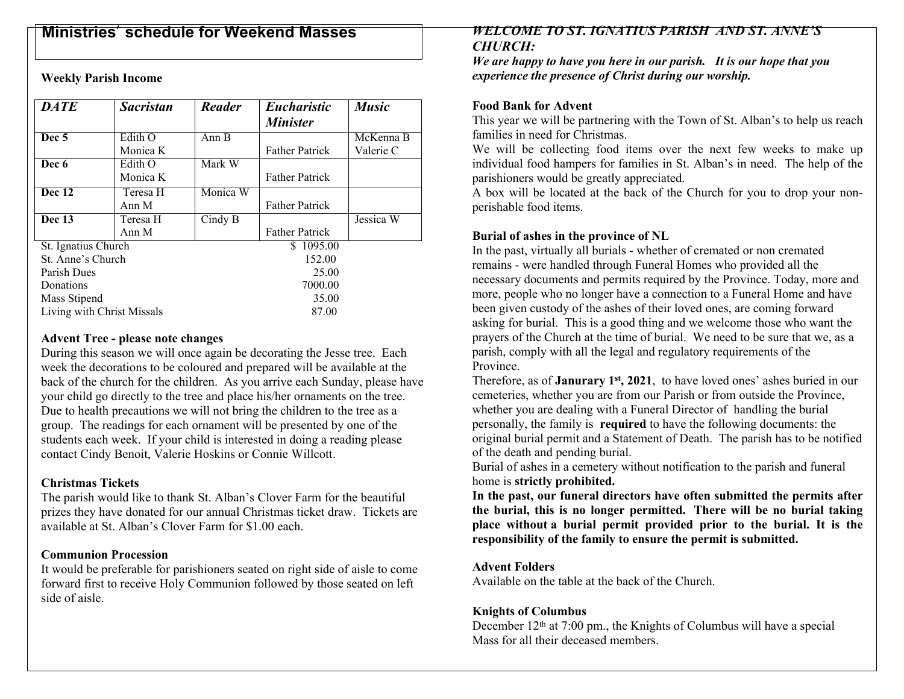## Ministries' schedule for Weekend Masses

**Weekly Parish Income**

| *DATE* | *Sacristan* | *Reader* | *Eucharistic Minister* | *Music* |
|---|---|---|---|---|
| **Dec 5** | Edith O<br>Monica K | Ann B | Father Patrick | McKenna B<br>Valerie C |
| **Dec 6** | Edith O<br>Monica K | Mark W | Father Patrick | |
| **Dec 12** | Teresa H<br>Ann M | Monica W | Father Patrick | |
| **Dec 13** | Teresa H<br>Ann M | Cindy B | Father Patrick | Jessica W |

| | |
|---|---|
| St. Ignatius Church | $ 1095.00 |
| St. Anne's Church | 152.00 |
| Parish Dues | 25.00 |
| Donations | 7000.00 |
| Mass Stipend | 35.00 |
| Living with Christ Missals | 87.00 |

**Advent Tree - please note changes**

During this season we will once again be decorating the Jesse tree. Each week the decorations to be coloured and prepared will be available at the back of the church for the children. As you arrive each Sunday, please have your child go directly to the tree and place his/her ornaments on the tree. Due to health precautions we will not bring the children to the tree as a group. The readings for each ornament will be presented by one of the students each week. If your child is interested in doing a reading please contact Cindy Benoit, Valerie Hoskins or Connie Willcott.

**Christmas Tickets**

The parish would like to thank St. Alban's Clover Farm for the beautiful prizes they have donated for our annual Christmas ticket draw. Tickets are available at St. Alban's Clover Farm for $1.00 each.

**Communion Procession**

It would be preferable for parishioners seated on right side of aisle to come forward first to receive Holy Communion followed by those seated on left side of aisle.

***WELCOME TO ST. IGNATIUS PARISH AND ST. ANNE'S CHURCH:***

***We are happy to have you here in our parish. It is our hope that you experience the presence of Christ during our worship.***

**Food Bank for Advent**

This year we will be partnering with the Town of St. Alban's to help us reach families in need for Christmas.

We will be collecting food items over the next few weeks to make up individual food hampers for families in St. Alban's in need. The help of the parishioners would be greatly appreciated.

A box will be located at the back of the Church for you to drop your non-perishable food items.

**Burial of ashes in the province of NL**

In the past, virtually all burials - whether of cremated or non cremated remains - were handled through Funeral Homes who provided all the necessary documents and permits required by the Province. Today, more and more, people who no longer have a connection to a Funeral Home and have been given custody of the ashes of their loved ones, are coming forward asking for burial. This is a good thing and we welcome those who want the prayers of the Church at the time of burial. We need to be sure that we, as a parish, comply with all the legal and regulatory requirements of the Province.

Therefore, as of **Janurary 1st, 2021**, to have loved ones' ashes buried in our cemeteries, whether you are from our Parish or from outside the Province, whether you are dealing with a Funeral Director of handling the burial personally, the family is **required** to have the following documents: the original burial permit and a Statement of Death. The parish has to be notified of the death and pending burial.

Burial of ashes in a cemetery without notification to the parish and funeral home is **strictly prohibited.**

**In the past, our funeral directors have often submitted the permits after the burial, this is no longer permitted. There will be no burial taking place without a burial permit provided prior to the burial. It is the responsibility of the family to ensure the permit is submitted.**

**Advent Folders**

Available on the table at the back of the Church.

**Knights of Columbus**

December 12th at 7:00 pm., the Knights of Columbus will have a special Mass for all their deceased members.